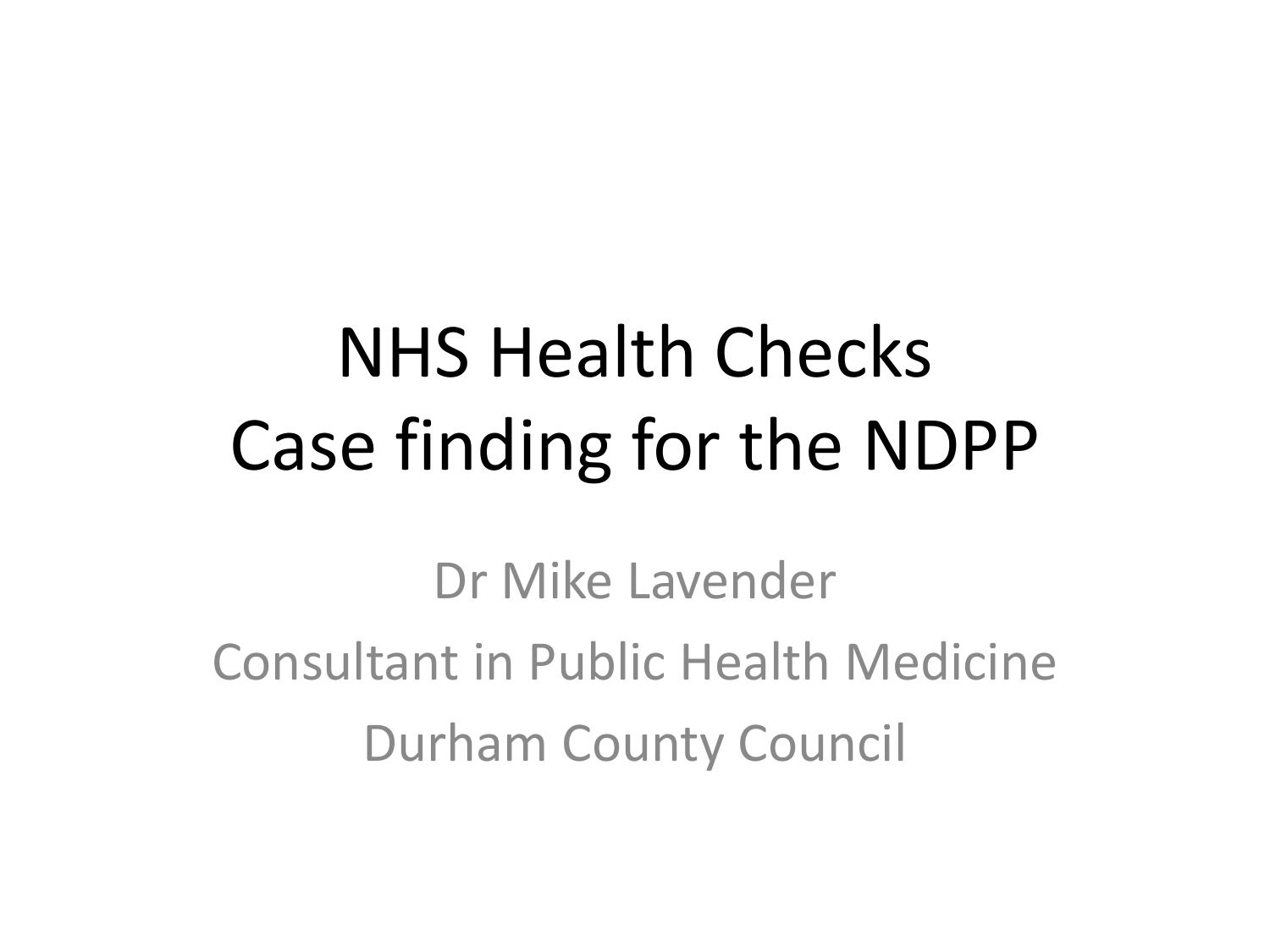# NHS Health Checks
# Case finding for the NDPP

Dr Mike Lavender

Consultant in Public Health Medicine

Durham County Council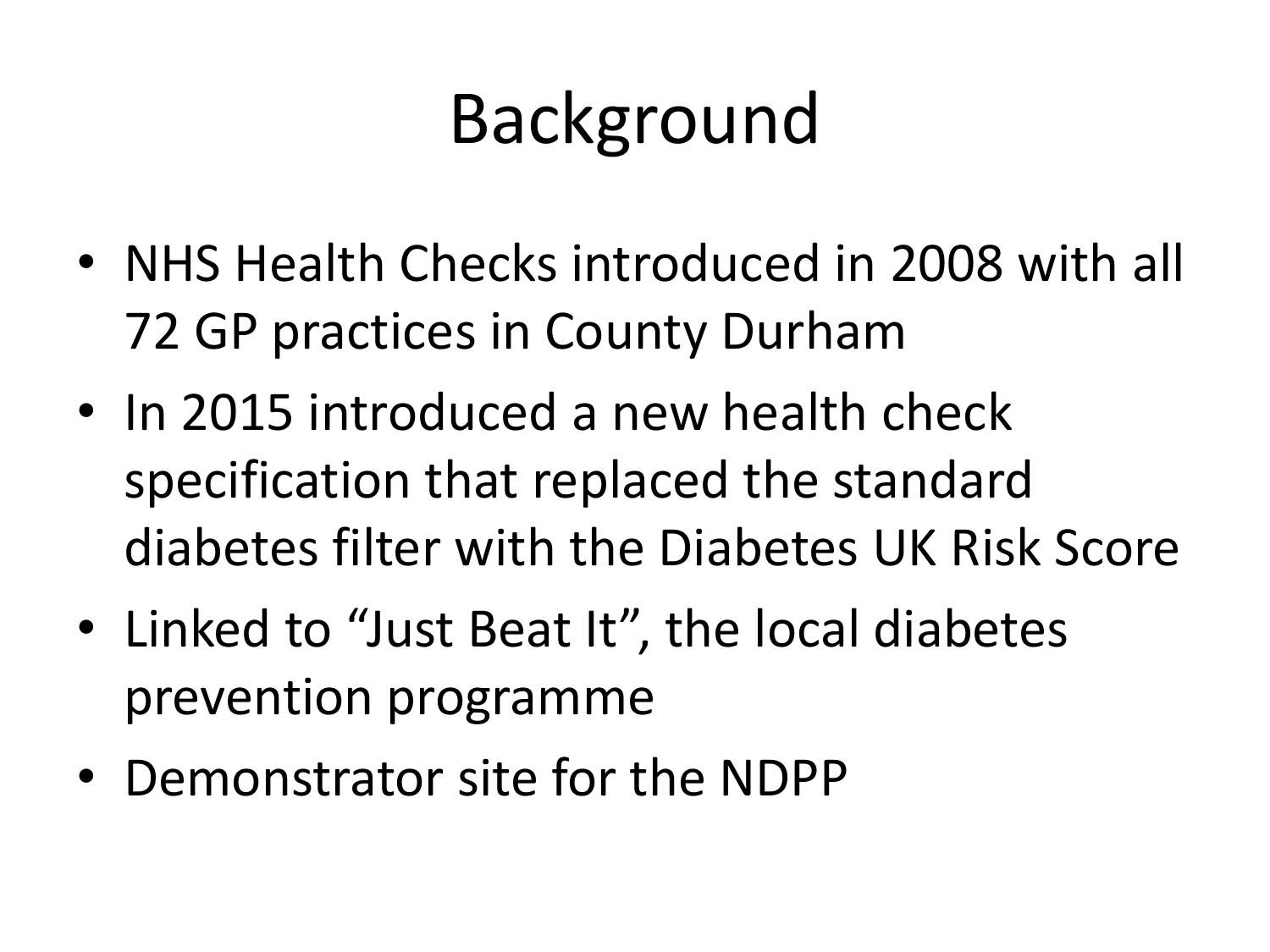# Background

- NHS Health Checks introduced in 2008 with all 72 GP practices in County Durham
- In 2015 introduced a new health check specification that replaced the standard diabetes filter with the Diabetes UK Risk Score
- Linked to "Just Beat It", the local diabetes prevention programme
- Demonstrator site for the NDPP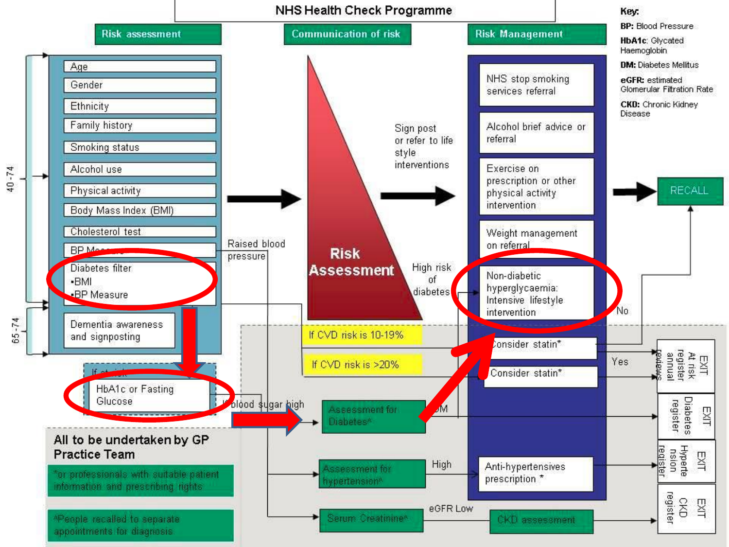# NHS Health Check Programme

## Risk assessment

- Age
- Gender
- Ethnicity
- Family history
- Smoking status
- Alcohol use
- Physical activity
- Body Mass Index (BMI)
- Cholesterol test
- BP Measure
- Diabetes filter
  - •BMI
  - •BP Measure
- Dementia awareness and signposting

40-74

65-74

If at risk:

- HbA1c or Fasting Glucose

## Communication of risk

**Risk Assessment**

Sign post or refer to life style interventions

High risk of diabetes

Raised blood pressure

If CVD risk is 10-19%

If CVD risk is >20%

If blood sugar high

## Risk Management

- NHS stop smoking services referral
- Alcohol brief advice or referral
- Exercise on prescription or other physical activity intervention
- Weight management on referral
- Non-diabetic hyperglycaemia: Intensive lifestyle intervention
- Consider statin*
- Consider statin*
- Anti-hypertensives prescription *

RECALL

No

Yes

- Assessment for Diabetes^ → DM
- Assessment for hypertension^ → High
- Serum Creatinine^ → eGFR Low → CKD assessment

EXIT At risk register annual reviews

EXIT Diabetes register

EXIT Hypertension register

EXIT CKD register

**All to be undertaken by GP Practice Team**

*or professionals with suitable patient information and prescribing rights

^People recalled to separate appointments for diagnosis

**Key:**

**BP:** Blood Pressure

**HbA1c:** Glycated Haemoglobin

**DM:** Diabetes Mellitus

**eGFR:** estimated Glomerular Filtration Rate

**CKD:** Chronic Kidney Disease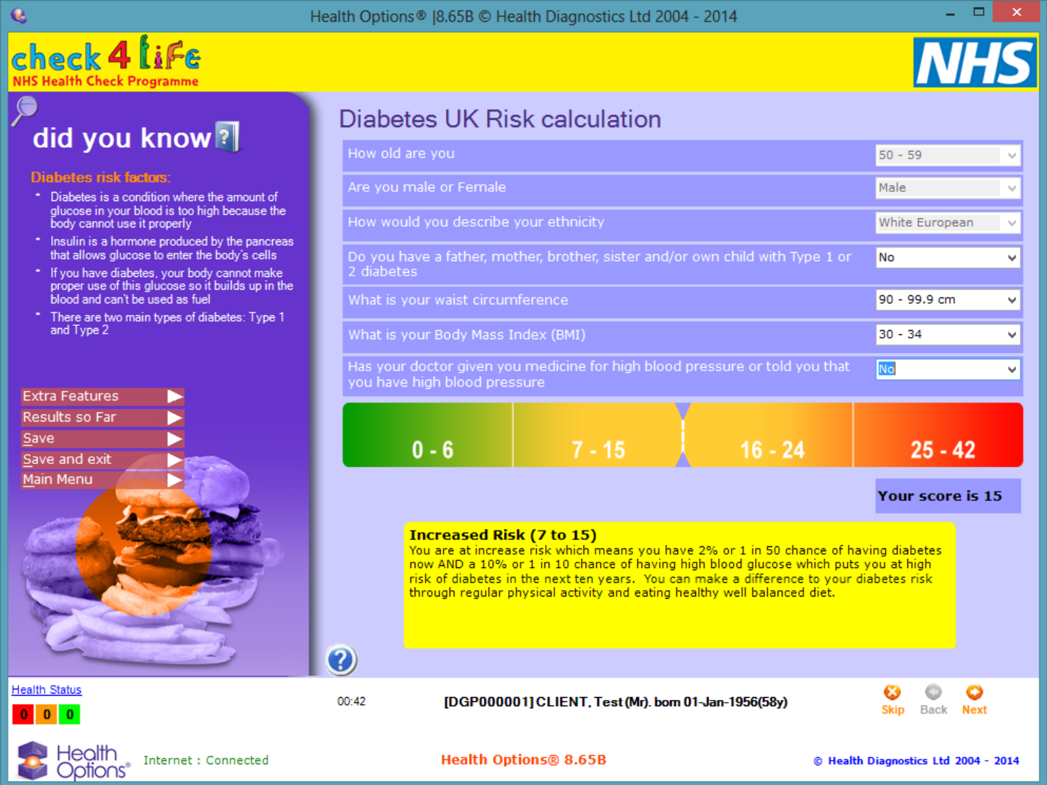Health Options® |8.65B © Health Diagnostics Ltd 2004 - 2014

check 4 life
NHS Health Check Programme

NHS

## did you know?

**Diabetes risk factors:**

- Diabetes is a condition where the amount of glucose in your blood is too high because the body cannot use it properly
- Insulin is a hormone produced by the pancreas that allows glucose to enter the body's cells
- If you have diabetes, your body cannot make proper use of this glucose so it builds up in the blood and can't be used as fuel
- There are two main types of diabetes: Type 1 and Type 2

- Extra Features
- Results so Far
- Save
- Save and exit
- Main Menu

# Diabetes UK Risk calculation

| Question | Answer |
|---|---|
| How old are you | 50 - 59 |
| Are you male or Female | Male |
| How would you describe your ethnicity | White European |
| Do you have a father, mother, brother, sister and/or own child with Type 1 or 2 diabetes | No |
| What is your waist circumference | 90 - 99.9 cm |
| What is your Body Mass Index (BMI) | 30 - 34 |
| Has your doctor given you medicine for high blood pressure or told you that you have high blood pressure | No |

0 - 6 | 7 - 15 | 16 - 24 | 25 - 42

**Your score is 15**

**Increased Risk (7 to 15)**
You are at increase risk which means you have 2% or 1 in 50 chance of having diabetes now AND a 10% or 1 in 10 chance of having high blood glucose which puts you at high risk of diabetes in the next ten years. You can make a difference to your diabetes risk through regular physical activity and eating healthy well balanced diet.

Health Status 0 0 0

00:42

**[DGP000001] CLIENT, Test (Mr). born 01-Jan-1956(58y)**

Skip Back Next

Health Options® Internet : Connected

**Health Options® 8.65B**

© Health Diagnostics Ltd 2004 - 2014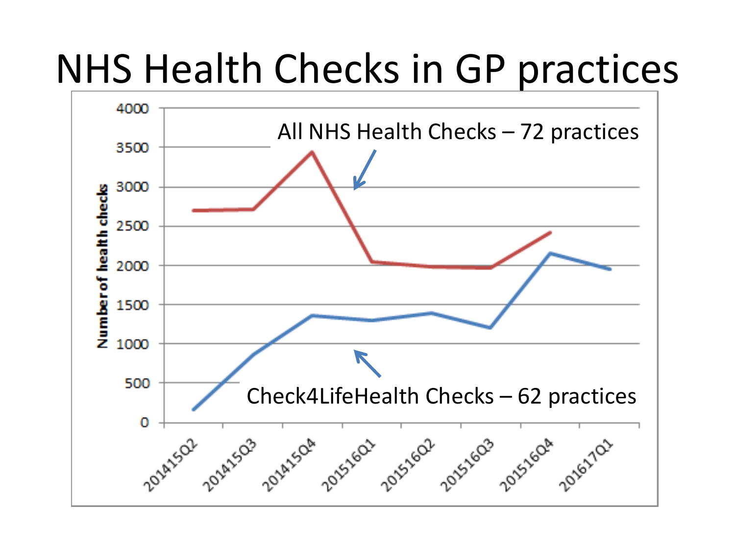# NHS Health Checks in GP practices

All NHS Health Checks – 72 practices

Check4LifeHealth Checks – 62 practices

Number of health checks

4000
3500
3000
2500
2000
1500
1000
500
0

201415Q2 201415Q3 201415Q4 201516Q1 201516Q2 201516Q3 201516Q4 201617Q1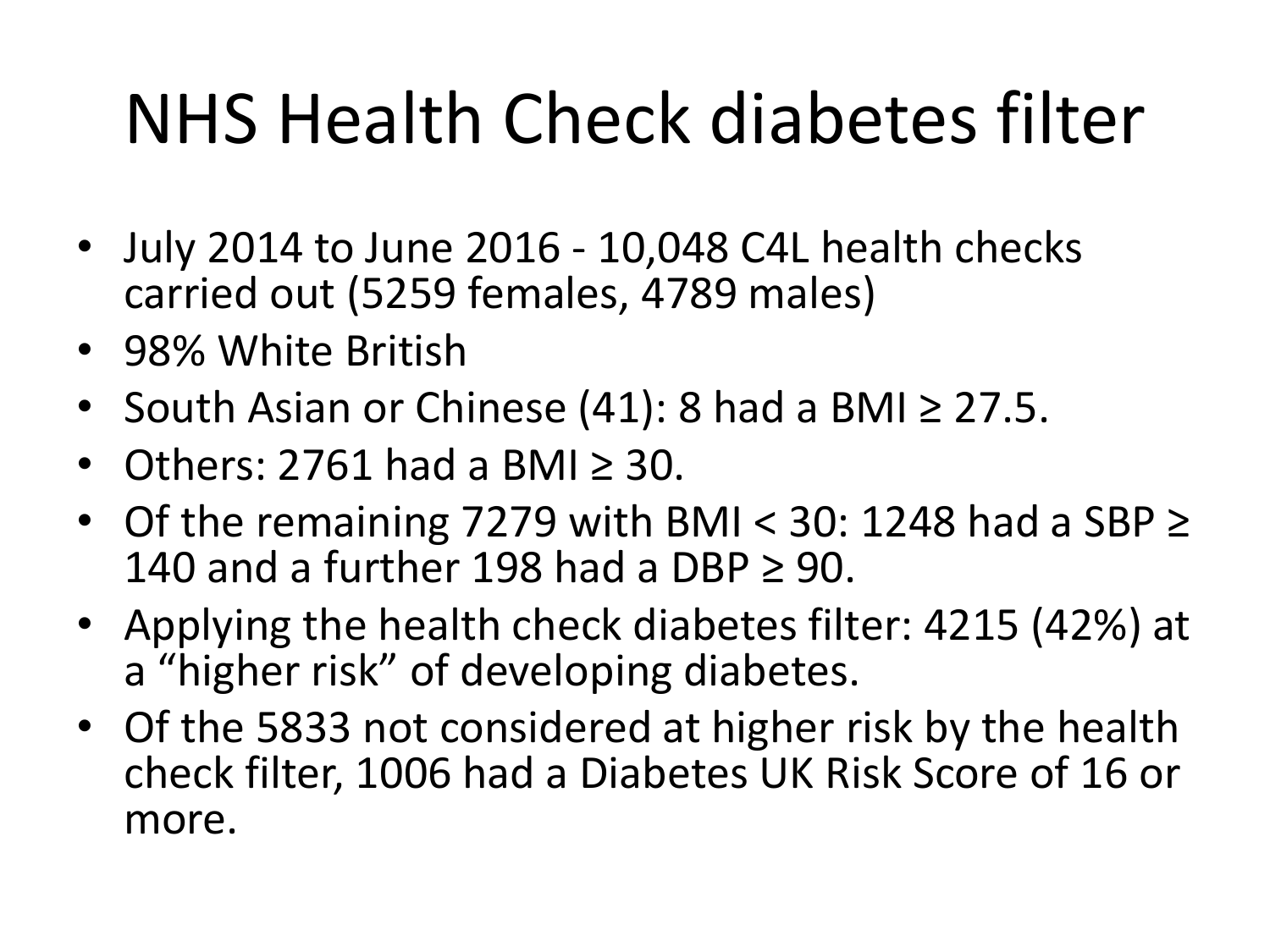# NHS Health Check diabetes filter

- July 2014 to June 2016 - 10,048 C4L health checks carried out (5259 females, 4789 males)
- 98% White British
- South Asian or Chinese (41): 8 had a BMI ≥ 27.5.
- Others: 2761 had a BMI ≥ 30.
- Of the remaining 7279 with BMI < 30: 1248 had a SBP ≥ 140 and a further 198 had a DBP ≥ 90.
- Applying the health check diabetes filter: 4215 (42%) at a "higher risk" of developing diabetes.
- Of the 5833 not considered at higher risk by the health check filter, 1006 had a Diabetes UK Risk Score of 16 or more.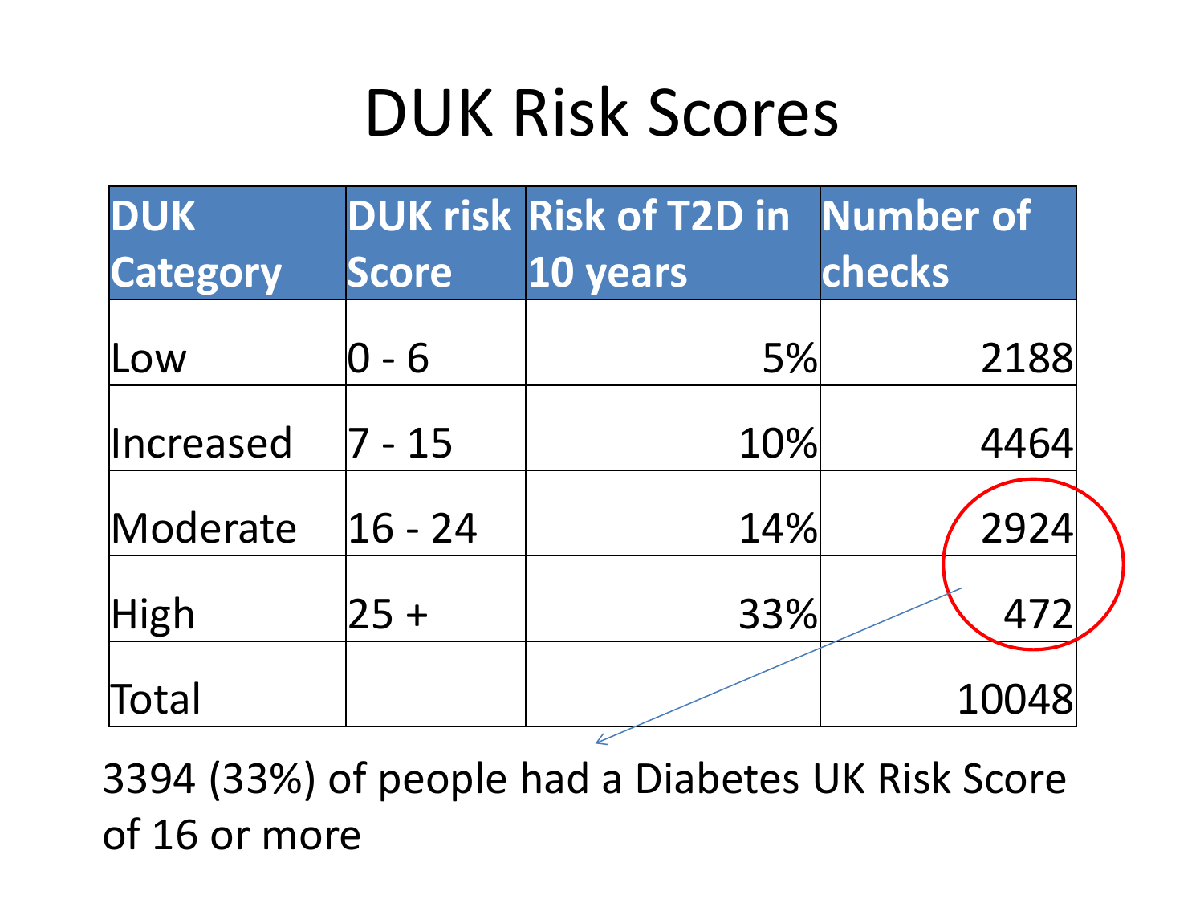# DUK Risk Scores

| DUK Category | DUK risk Score | Risk of T2D in 10 years | Number of checks |
|---|---|---|---|
| Low | 0 - 6 | 5% | 2188 |
| Increased | 7 - 15 | 10% | 4464 |
| Moderate | 16 - 24 | 14% | 2924 |
| High | 25 + | 33% | 472 |
| Total | | | 10048 |

3394 (33%) of people had a Diabetes UK Risk Score of 16 or more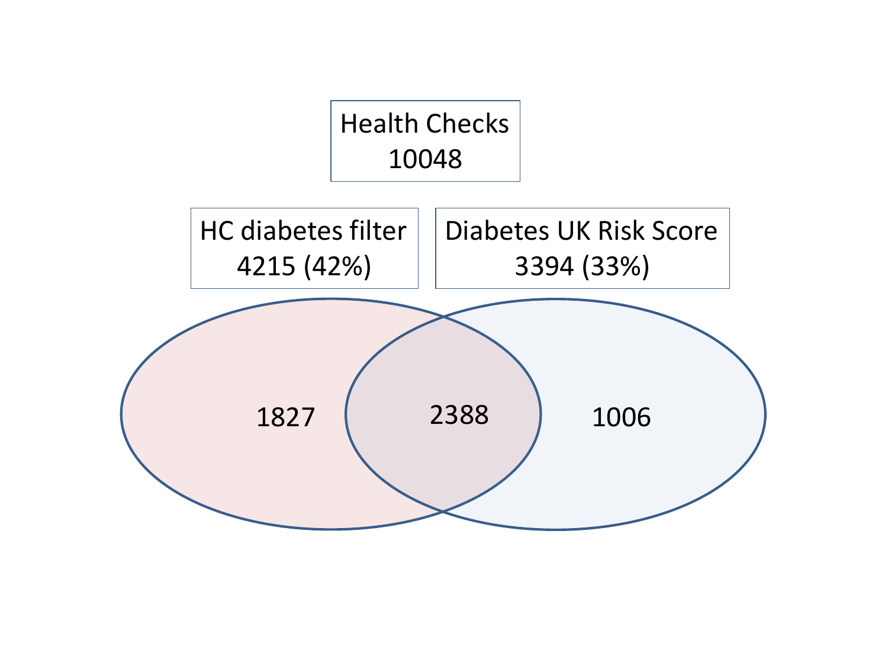Health Checks
10048

HC diabetes filter
4215 (42%)

Diabetes UK Risk Score
3394 (33%)

1827

2388

1006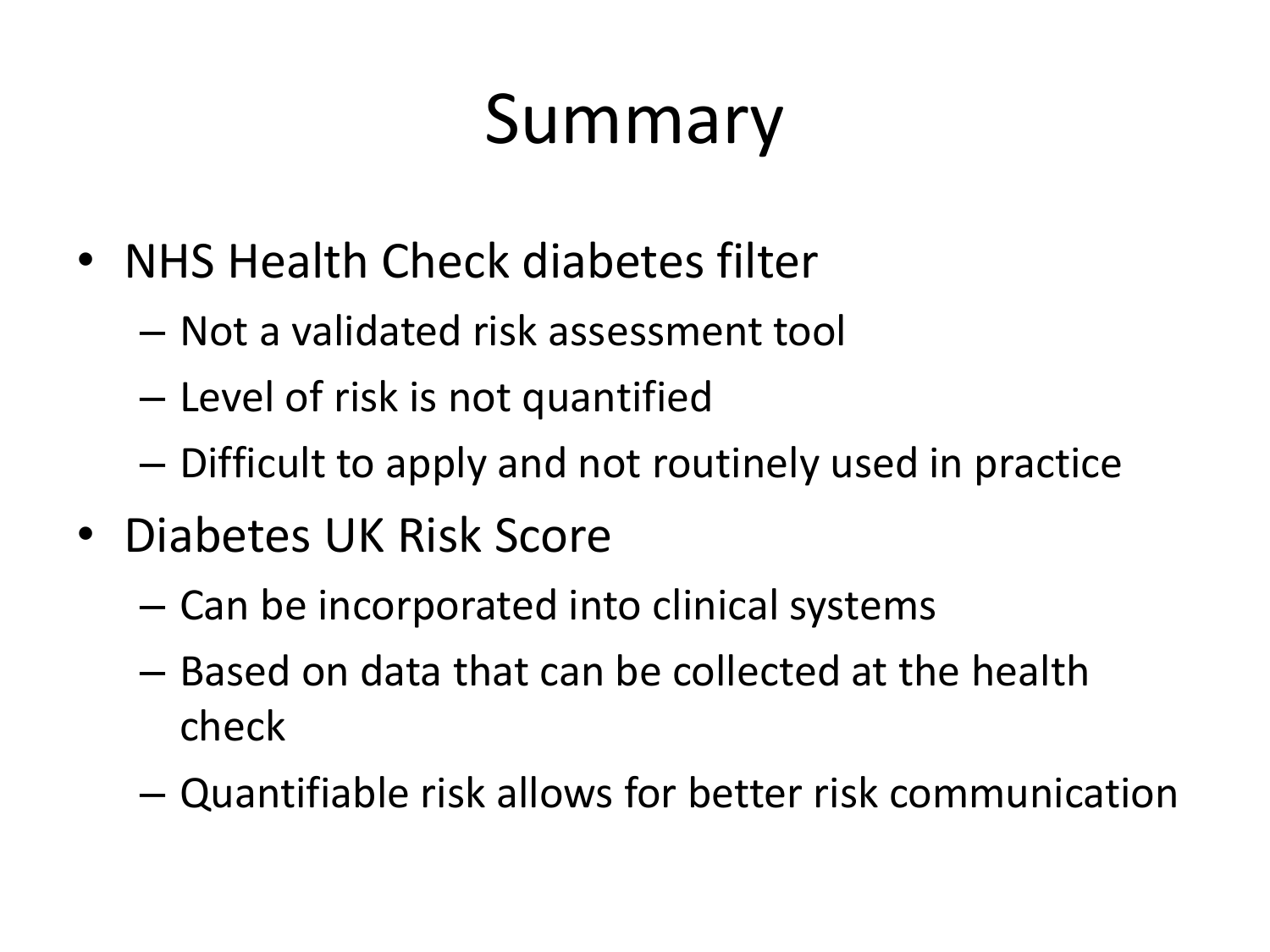# Summary

- NHS Health Check diabetes filter
  - Not a validated risk assessment tool
  - Level of risk is not quantified
  - Difficult to apply and not routinely used in practice
- Diabetes UK Risk Score
  - Can be incorporated into clinical systems
  - Based on data that can be collected at the health check
  - Quantifiable risk allows for better risk communication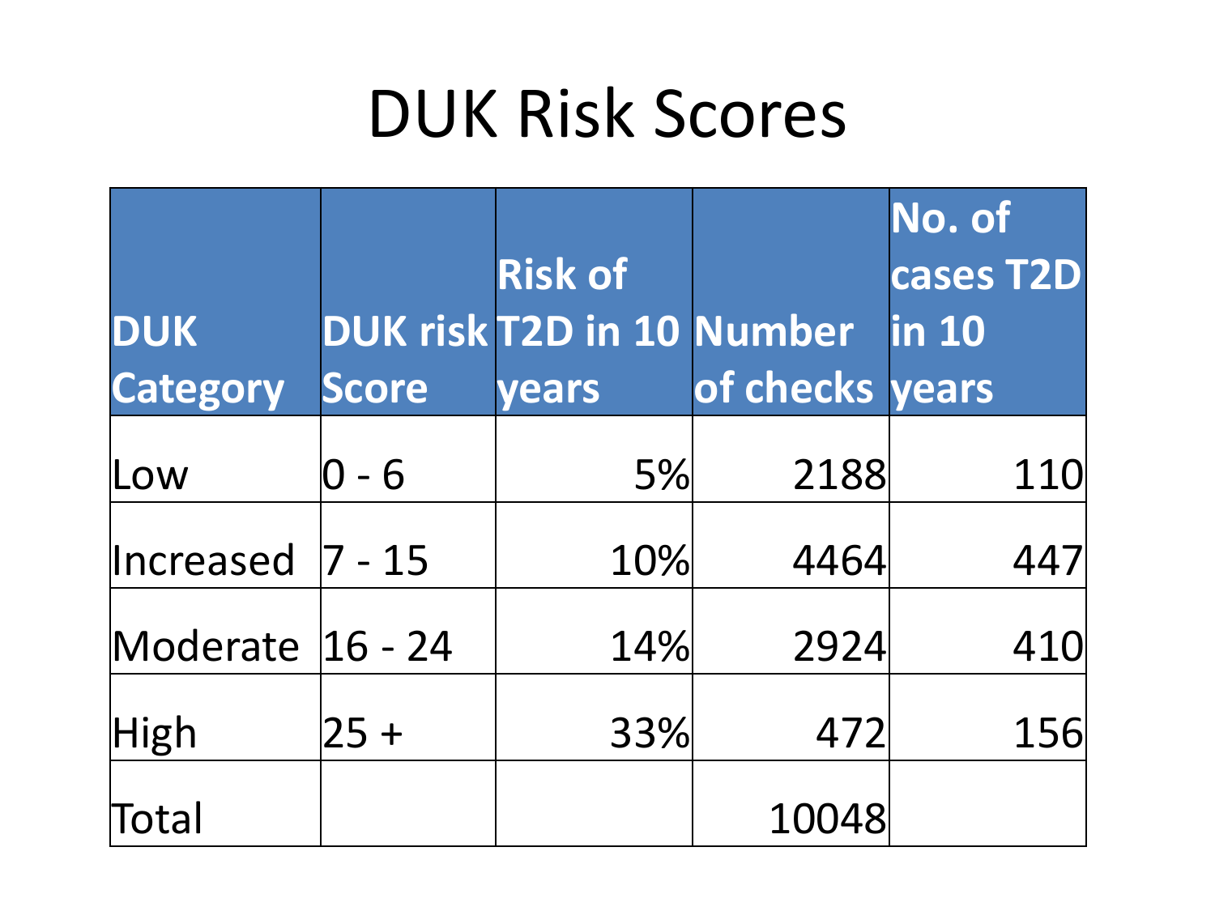# DUK Risk Scores

| DUK Category | DUK risk Score | Risk of T2D in 10 years | Number of checks | No. of cases T2D in 10 years |
|---|---|---|---|---|
| Low | 0 - 6 | 5% | 2188 | 110 |
| Increased | 7 - 15 | 10% | 4464 | 447 |
| Moderate | 16 - 24 | 14% | 2924 | 410 |
| High | 25 + | 33% | 472 | 156 |
| Total | | | 10048 | |